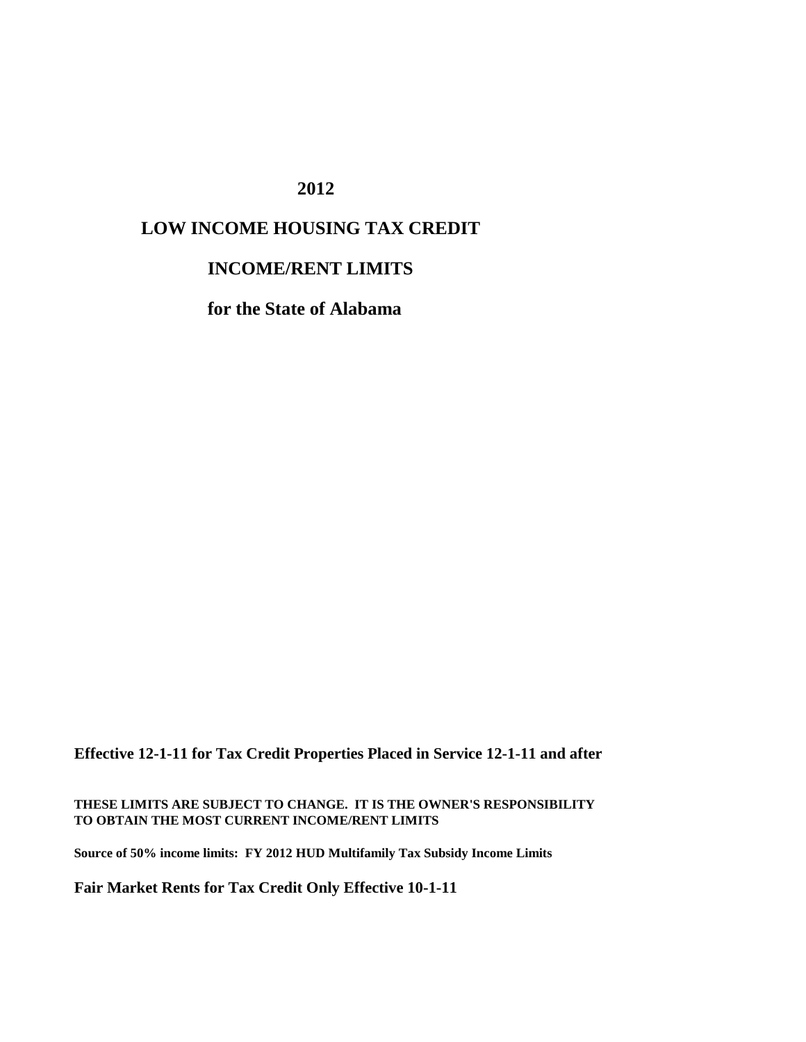# 2012

# LOW INCOME HOUSING TAX CREDIT

# INCOME/RENT LIMITS

# for the State of Alabama

**Effective 12-1-11 for Tax Credit Properties Placed in Service 12-1-11 and after**

**THESE LIMITS ARE SUBJECT TO CHANGE. IT IS THE OWNER'S RESPONSIBILITY TO OBTAIN THE MOST CURRENT INCOME/RENT LIMITS**

**Source of 50% income limits: FY 2012 HUD Multifamily Tax Subsidy Income Limits**

**Fair Market Rents for Tax Credit Only Effective 10-1-11**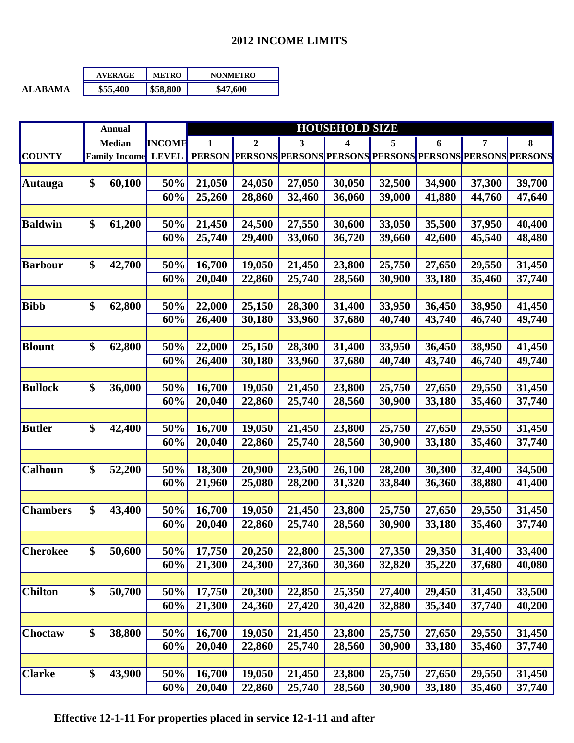## 2012 INCOME LIMITS

| | AVERAGE | METRO | NONMETRO |
|---|---|---|---|
| ALABAMA | $55,400 | $58,800 | $47,600 |

| COUNTY | Annual Median Family Income | INCOME LEVEL | HOUSEHOLD SIZE 1 PERSON | 2 PERSONS | 3 PERSONS | 4 PERSONS | 5 PERSONS | 6 PERSONS | 7 PERSONS | 8 PERSONS |
|---|---|---|---|---|---|---|---|---|---|---|
| Autauga | $ 60,100 | 50% | 21,050 | 24,050 | 27,050 | 30,050 | 32,500 | 34,900 | 37,300 | 39,700 |
| | | 60% | 25,260 | 28,860 | 32,460 | 36,060 | 39,000 | 41,880 | 44,760 | 47,640 |
| Baldwin | $ 61,200 | 50% | 21,450 | 24,500 | 27,550 | 30,600 | 33,050 | 35,500 | 37,950 | 40,400 |
| | | 60% | 25,740 | 29,400 | 33,060 | 36,720 | 39,660 | 42,600 | 45,540 | 48,480 |
| Barbour | $ 42,700 | 50% | 16,700 | 19,050 | 21,450 | 23,800 | 25,750 | 27,650 | 29,550 | 31,450 |
| | | 60% | 20,040 | 22,860 | 25,740 | 28,560 | 30,900 | 33,180 | 35,460 | 37,740 |
| Bibb | $ 62,800 | 50% | 22,000 | 25,150 | 28,300 | 31,400 | 33,950 | 36,450 | 38,950 | 41,450 |
| | | 60% | 26,400 | 30,180 | 33,960 | 37,680 | 40,740 | 43,740 | 46,740 | 49,740 |
| Blount | $ 62,800 | 50% | 22,000 | 25,150 | 28,300 | 31,400 | 33,950 | 36,450 | 38,950 | 41,450 |
| | | 60% | 26,400 | 30,180 | 33,960 | 37,680 | 40,740 | 43,740 | 46,740 | 49,740 |
| Bullock | $ 36,000 | 50% | 16,700 | 19,050 | 21,450 | 23,800 | 25,750 | 27,650 | 29,550 | 31,450 |
| | | 60% | 20,040 | 22,860 | 25,740 | 28,560 | 30,900 | 33,180 | 35,460 | 37,740 |
| Butler | $ 42,400 | 50% | 16,700 | 19,050 | 21,450 | 23,800 | 25,750 | 27,650 | 29,550 | 31,450 |
| | | 60% | 20,040 | 22,860 | 25,740 | 28,560 | 30,900 | 33,180 | 35,460 | 37,740 |
| Calhoun | $ 52,200 | 50% | 18,300 | 20,900 | 23,500 | 26,100 | 28,200 | 30,300 | 32,400 | 34,500 |
| | | 60% | 21,960 | 25,080 | 28,200 | 31,320 | 33,840 | 36,360 | 38,880 | 41,400 |
| Chambers | $ 43,400 | 50% | 16,700 | 19,050 | 21,450 | 23,800 | 25,750 | 27,650 | 29,550 | 31,450 |
| | | 60% | 20,040 | 22,860 | 25,740 | 28,560 | 30,900 | 33,180 | 35,460 | 37,740 |
| Cherokee | $ 50,600 | 50% | 17,750 | 20,250 | 22,800 | 25,300 | 27,350 | 29,350 | 31,400 | 33,400 |
| | | 60% | 21,300 | 24,300 | 27,360 | 30,360 | 32,820 | 35,220 | 37,680 | 40,080 |
| Chilton | $ 50,700 | 50% | 17,750 | 20,300 | 22,850 | 25,350 | 27,400 | 29,450 | 31,450 | 33,500 |
| | | 60% | 21,300 | 24,360 | 27,420 | 30,420 | 32,880 | 35,340 | 37,740 | 40,200 |
| Choctaw | $ 38,800 | 50% | 16,700 | 19,050 | 21,450 | 23,800 | 25,750 | 27,650 | 29,550 | 31,450 |
| | | 60% | 20,040 | 22,860 | 25,740 | 28,560 | 30,900 | 33,180 | 35,460 | 37,740 |
| Clarke | $ 43,900 | 50% | 16,700 | 19,050 | 21,450 | 23,800 | 25,750 | 27,650 | 29,550 | 31,450 |
| | | 60% | 20,040 | 22,860 | 25,740 | 28,560 | 30,900 | 33,180 | 35,460 | 37,740 |

**Effective 12-1-11 For properties placed in service 12-1-11 and after**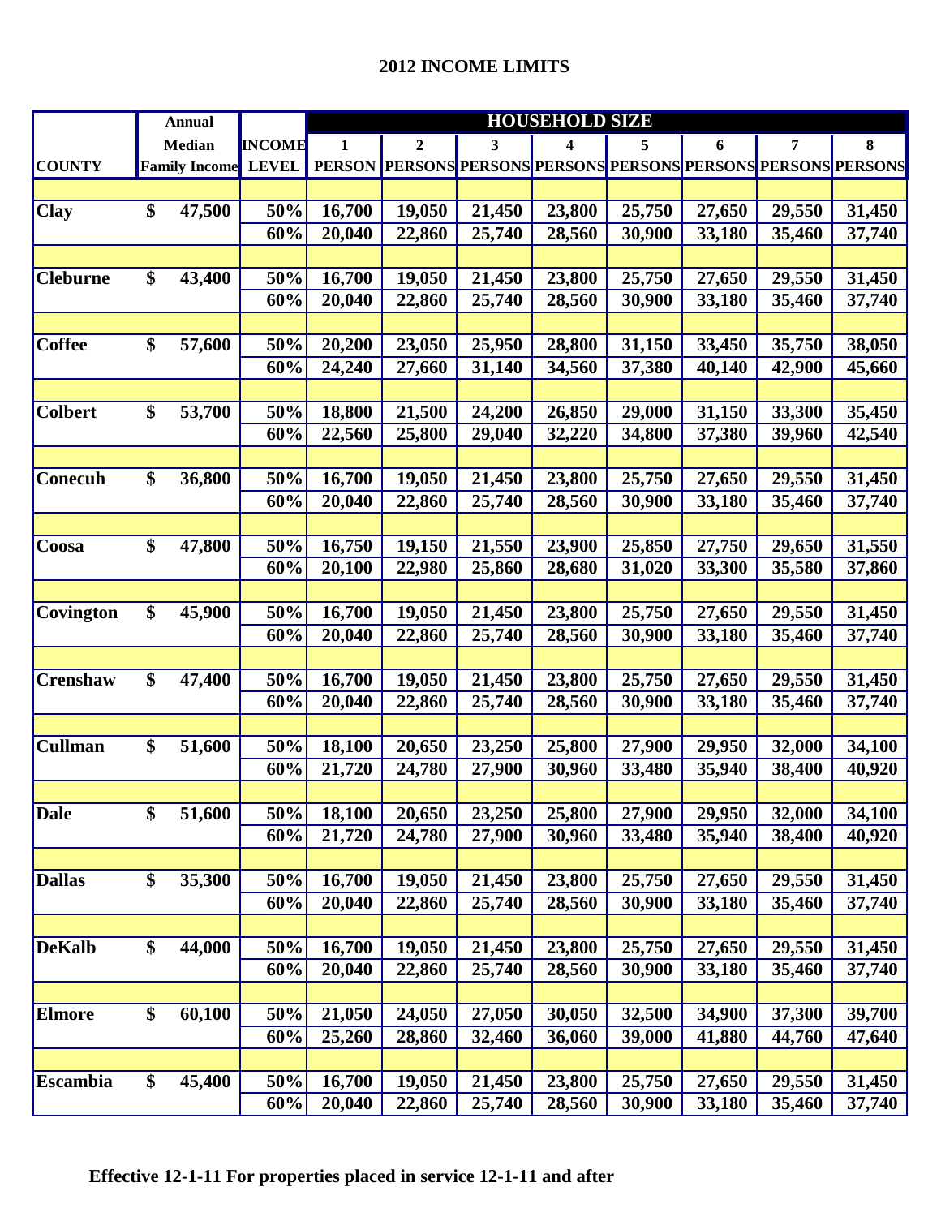# 2012 INCOME LIMITS

| COUNTY | Annual Median Family Income | INCOME LEVEL | HOUSEHOLD SIZE 1 PERSON | 2 PERSONS | 3 PERSONS | 4 PERSONS | 5 PERSONS | 6 PERSONS | 7 PERSONS | 8 PERSONS |
|---|---|---|---|---|---|---|---|---|---|---|
| Clay | $ 47,500 | 50% | 16,700 | 19,050 | 21,450 | 23,800 | 25,750 | 27,650 | 29,550 | 31,450 |
| | | 60% | 20,040 | 22,860 | 25,740 | 28,560 | 30,900 | 33,180 | 35,460 | 37,740 |
| Cleburne | $ 43,400 | 50% | 16,700 | 19,050 | 21,450 | 23,800 | 25,750 | 27,650 | 29,550 | 31,450 |
| | | 60% | 20,040 | 22,860 | 25,740 | 28,560 | 30,900 | 33,180 | 35,460 | 37,740 |
| Coffee | $ 57,600 | 50% | 20,200 | 23,050 | 25,950 | 28,800 | 31,150 | 33,450 | 35,750 | 38,050 |
| | | 60% | 24,240 | 27,660 | 31,140 | 34,560 | 37,380 | 40,140 | 42,900 | 45,660 |
| Colbert | $ 53,700 | 50% | 18,800 | 21,500 | 24,200 | 26,850 | 29,000 | 31,150 | 33,300 | 35,450 |
| | | 60% | 22,560 | 25,800 | 29,040 | 32,220 | 34,800 | 37,380 | 39,960 | 42,540 |
| Conecuh | $ 36,800 | 50% | 16,700 | 19,050 | 21,450 | 23,800 | 25,750 | 27,650 | 29,550 | 31,450 |
| | | 60% | 20,040 | 22,860 | 25,740 | 28,560 | 30,900 | 33,180 | 35,460 | 37,740 |
| Coosa | $ 47,800 | 50% | 16,750 | 19,150 | 21,550 | 23,900 | 25,850 | 27,750 | 29,650 | 31,550 |
| | | 60% | 20,100 | 22,980 | 25,860 | 28,680 | 31,020 | 33,300 | 35,580 | 37,860 |
| Covington | $ 45,900 | 50% | 16,700 | 19,050 | 21,450 | 23,800 | 25,750 | 27,650 | 29,550 | 31,450 |
| | | 60% | 20,040 | 22,860 | 25,740 | 28,560 | 30,900 | 33,180 | 35,460 | 37,740 |
| Crenshaw | $ 47,400 | 50% | 16,700 | 19,050 | 21,450 | 23,800 | 25,750 | 27,650 | 29,550 | 31,450 |
| | | 60% | 20,040 | 22,860 | 25,740 | 28,560 | 30,900 | 33,180 | 35,460 | 37,740 |
| Cullman | $ 51,600 | 50% | 18,100 | 20,650 | 23,250 | 25,800 | 27,900 | 29,950 | 32,000 | 34,100 |
| | | 60% | 21,720 | 24,780 | 27,900 | 30,960 | 33,480 | 35,940 | 38,400 | 40,920 |
| Dale | $ 51,600 | 50% | 18,100 | 20,650 | 23,250 | 25,800 | 27,900 | 29,950 | 32,000 | 34,100 |
| | | 60% | 21,720 | 24,780 | 27,900 | 30,960 | 33,480 | 35,940 | 38,400 | 40,920 |
| Dallas | $ 35,300 | 50% | 16,700 | 19,050 | 21,450 | 23,800 | 25,750 | 27,650 | 29,550 | 31,450 |
| | | 60% | 20,040 | 22,860 | 25,740 | 28,560 | 30,900 | 33,180 | 35,460 | 37,740 |
| DeKalb | $ 44,000 | 50% | 16,700 | 19,050 | 21,450 | 23,800 | 25,750 | 27,650 | 29,550 | 31,450 |
| | | 60% | 20,040 | 22,860 | 25,740 | 28,560 | 30,900 | 33,180 | 35,460 | 37,740 |
| Elmore | $ 60,100 | 50% | 21,050 | 24,050 | 27,050 | 30,050 | 32,500 | 34,900 | 37,300 | 39,700 |
| | | 60% | 25,260 | 28,860 | 32,460 | 36,060 | 39,000 | 41,880 | 44,760 | 47,640 |
| Escambia | $ 45,400 | 50% | 16,700 | 19,050 | 21,450 | 23,800 | 25,750 | 27,650 | 29,550 | 31,450 |
| | | 60% | 20,040 | 22,860 | 25,740 | 28,560 | 30,900 | 33,180 | 35,460 | 37,740 |

**Effective 12-1-11 For properties placed in service 12-1-11 and after**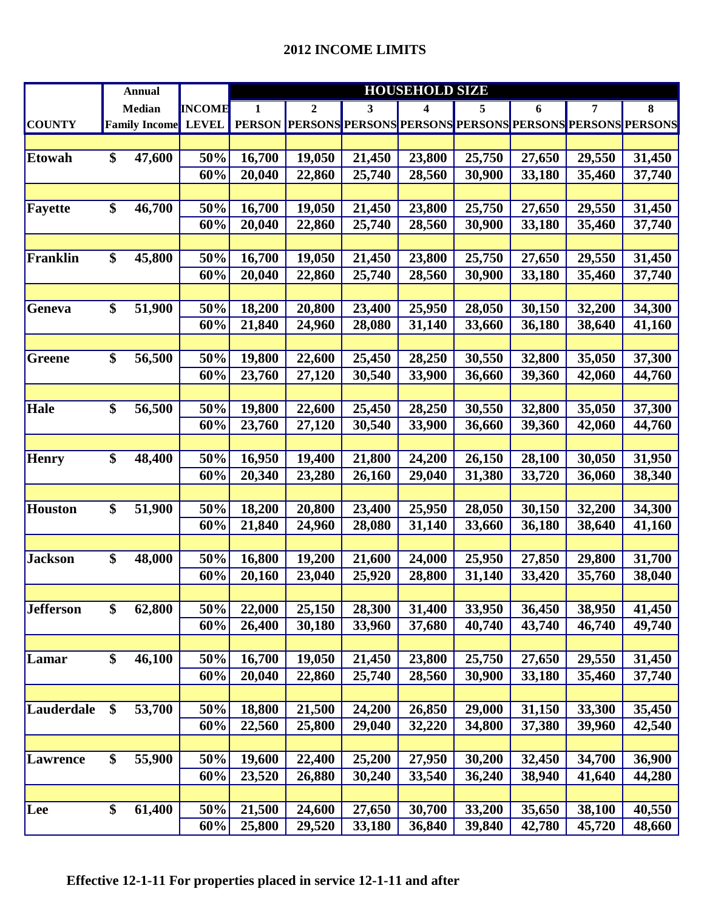## 2012 INCOME LIMITS

| COUNTY | Annual Median Family Income | INCOME LEVEL | HOUSEHOLD SIZE 1 PERSON | 2 PERSONS | 3 PERSONS | 4 PERSONS | 5 PERSONS | 6 PERSONS | 7 PERSONS | 8 PERSONS |
|---|---|---|---|---|---|---|---|---|---|---|
| Etowah | $ 47,600 | 50% | 16,700 | 19,050 | 21,450 | 23,800 | 25,750 | 27,650 | 29,550 | 31,450 |
| | | 60% | 20,040 | 22,860 | 25,740 | 28,560 | 30,900 | 33,180 | 35,460 | 37,740 |
| Fayette | $ 46,700 | 50% | 16,700 | 19,050 | 21,450 | 23,800 | 25,750 | 27,650 | 29,550 | 31,450 |
| | | 60% | 20,040 | 22,860 | 25,740 | 28,560 | 30,900 | 33,180 | 35,460 | 37,740 |
| Franklin | $ 45,800 | 50% | 16,700 | 19,050 | 21,450 | 23,800 | 25,750 | 27,650 | 29,550 | 31,450 |
| | | 60% | 20,040 | 22,860 | 25,740 | 28,560 | 30,900 | 33,180 | 35,460 | 37,740 |
| Geneva | $ 51,900 | 50% | 18,200 | 20,800 | 23,400 | 25,950 | 28,050 | 30,150 | 32,200 | 34,300 |
| | | 60% | 21,840 | 24,960 | 28,080 | 31,140 | 33,660 | 36,180 | 38,640 | 41,160 |
| Greene | $ 56,500 | 50% | 19,800 | 22,600 | 25,450 | 28,250 | 30,550 | 32,800 | 35,050 | 37,300 |
| | | 60% | 23,760 | 27,120 | 30,540 | 33,900 | 36,660 | 39,360 | 42,060 | 44,760 |
| Hale | $ 56,500 | 50% | 19,800 | 22,600 | 25,450 | 28,250 | 30,550 | 32,800 | 35,050 | 37,300 |
| | | 60% | 23,760 | 27,120 | 30,540 | 33,900 | 36,660 | 39,360 | 42,060 | 44,760 |
| Henry | $ 48,400 | 50% | 16,950 | 19,400 | 21,800 | 24,200 | 26,150 | 28,100 | 30,050 | 31,950 |
| | | 60% | 20,340 | 23,280 | 26,160 | 29,040 | 31,380 | 33,720 | 36,060 | 38,340 |
| Houston | $ 51,900 | 50% | 18,200 | 20,800 | 23,400 | 25,950 | 28,050 | 30,150 | 32,200 | 34,300 |
| | | 60% | 21,840 | 24,960 | 28,080 | 31,140 | 33,660 | 36,180 | 38,640 | 41,160 |
| Jackson | $ 48,000 | 50% | 16,800 | 19,200 | 21,600 | 24,000 | 25,950 | 27,850 | 29,800 | 31,700 |
| | | 60% | 20,160 | 23,040 | 25,920 | 28,800 | 31,140 | 33,420 | 35,760 | 38,040 |
| Jefferson | $ 62,800 | 50% | 22,000 | 25,150 | 28,300 | 31,400 | 33,950 | 36,450 | 38,950 | 41,450 |
| | | 60% | 26,400 | 30,180 | 33,960 | 37,680 | 40,740 | 43,740 | 46,740 | 49,740 |
| Lamar | $ 46,100 | 50% | 16,700 | 19,050 | 21,450 | 23,800 | 25,750 | 27,650 | 29,550 | 31,450 |
| | | 60% | 20,040 | 22,860 | 25,740 | 28,560 | 30,900 | 33,180 | 35,460 | 37,740 |
| Lauderdale | $ 53,700 | 50% | 18,800 | 21,500 | 24,200 | 26,850 | 29,000 | 31,150 | 33,300 | 35,450 |
| | | 60% | 22,560 | 25,800 | 29,040 | 32,220 | 34,800 | 37,380 | 39,960 | 42,540 |
| Lawrence | $ 55,900 | 50% | 19,600 | 22,400 | 25,200 | 27,950 | 30,200 | 32,450 | 34,700 | 36,900 |
| | | 60% | 23,520 | 26,880 | 30,240 | 33,540 | 36,240 | 38,940 | 41,640 | 44,280 |
| Lee | $ 61,400 | 50% | 21,500 | 24,600 | 27,650 | 30,700 | 33,200 | 35,650 | 38,100 | 40,550 |
| | | 60% | 25,800 | 29,520 | 33,180 | 36,840 | 39,840 | 42,780 | 45,720 | 48,660 |

**Effective 12-1-11 For properties placed in service 12-1-11 and after**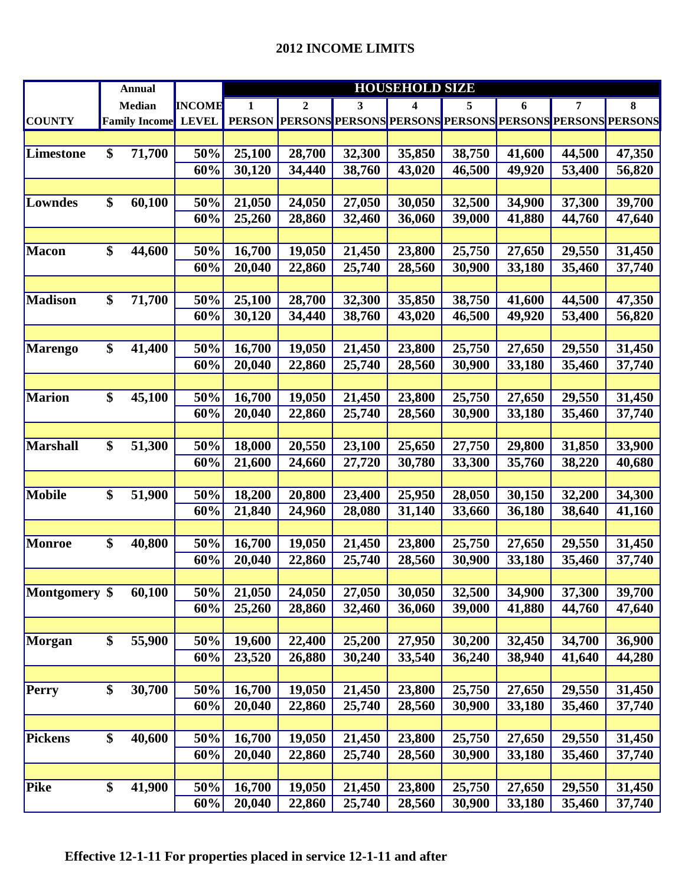# 2012 INCOME LIMITS

| COUNTY | Annual Median Family Income | INCOME LEVEL | 1 PERSON | 2 PERSONS | 3 PERSONS | 4 PERSONS | 5 PERSONS | 6 PERSONS | 7 PERSONS | 8 PERSONS |
|---|---|---|---|---|---|---|---|---|---|---|
| | | | HOUSEHOLD SIZE | | | | | | | |
| **Limestone** | $ 71,700 | 50% | 25,100 | 28,700 | 32,300 | 35,850 | 38,750 | 41,600 | 44,500 | 47,350 |
| | | 60% | 30,120 | 34,440 | 38,760 | 43,020 | 46,500 | 49,920 | 53,400 | 56,820 |
| **Lowndes** | $ 60,100 | 50% | 21,050 | 24,050 | 27,050 | 30,050 | 32,500 | 34,900 | 37,300 | 39,700 |
| | | 60% | 25,260 | 28,860 | 32,460 | 36,060 | 39,000 | 41,880 | 44,760 | 47,640 |
| **Macon** | $ 44,600 | 50% | 16,700 | 19,050 | 21,450 | 23,800 | 25,750 | 27,650 | 29,550 | 31,450 |
| | | 60% | 20,040 | 22,860 | 25,740 | 28,560 | 30,900 | 33,180 | 35,460 | 37,740 |
| **Madison** | $ 71,700 | 50% | 25,100 | 28,700 | 32,300 | 35,850 | 38,750 | 41,600 | 44,500 | 47,350 |
| | | 60% | 30,120 | 34,440 | 38,760 | 43,020 | 46,500 | 49,920 | 53,400 | 56,820 |
| **Marengo** | $ 41,400 | 50% | 16,700 | 19,050 | 21,450 | 23,800 | 25,750 | 27,650 | 29,550 | 31,450 |
| | | 60% | 20,040 | 22,860 | 25,740 | 28,560 | 30,900 | 33,180 | 35,460 | 37,740 |
| **Marion** | $ 45,100 | 50% | 16,700 | 19,050 | 21,450 | 23,800 | 25,750 | 27,650 | 29,550 | 31,450 |
| | | 60% | 20,040 | 22,860 | 25,740 | 28,560 | 30,900 | 33,180 | 35,460 | 37,740 |
| **Marshall** | $ 51,300 | 50% | 18,000 | 20,550 | 23,100 | 25,650 | 27,750 | 29,800 | 31,850 | 33,900 |
| | | 60% | 21,600 | 24,660 | 27,720 | 30,780 | 33,300 | 35,760 | 38,220 | 40,680 |
| **Mobile** | $ 51,900 | 50% | 18,200 | 20,800 | 23,400 | 25,950 | 28,050 | 30,150 | 32,200 | 34,300 |
| | | 60% | 21,840 | 24,960 | 28,080 | 31,140 | 33,660 | 36,180 | 38,640 | 41,160 |
| **Monroe** | $ 40,800 | 50% | 16,700 | 19,050 | 21,450 | 23,800 | 25,750 | 27,650 | 29,550 | 31,450 |
| | | 60% | 20,040 | 22,860 | 25,740 | 28,560 | 30,900 | 33,180 | 35,460 | 37,740 |
| **Montgomery** | $ 60,100 | 50% | 21,050 | 24,050 | 27,050 | 30,050 | 32,500 | 34,900 | 37,300 | 39,700 |
| | | 60% | 25,260 | 28,860 | 32,460 | 36,060 | 39,000 | 41,880 | 44,760 | 47,640 |
| **Morgan** | $ 55,900 | 50% | 19,600 | 22,400 | 25,200 | 27,950 | 30,200 | 32,450 | 34,700 | 36,900 |
| | | 60% | 23,520 | 26,880 | 30,240 | 33,540 | 36,240 | 38,940 | 41,640 | 44,280 |
| **Perry** | $ 30,700 | 50% | 16,700 | 19,050 | 21,450 | 23,800 | 25,750 | 27,650 | 29,550 | 31,450 |
| | | 60% | 20,040 | 22,860 | 25,740 | 28,560 | 30,900 | 33,180 | 35,460 | 37,740 |
| **Pickens** | $ 40,600 | 50% | 16,700 | 19,050 | 21,450 | 23,800 | 25,750 | 27,650 | 29,550 | 31,450 |
| | | 60% | 20,040 | 22,860 | 25,740 | 28,560 | 30,900 | 33,180 | 35,460 | 37,740 |
| **Pike** | $ 41,900 | 50% | 16,700 | 19,050 | 21,450 | 23,800 | 25,750 | 27,650 | 29,550 | 31,450 |
| | | 60% | 20,040 | 22,860 | 25,740 | 28,560 | 30,900 | 33,180 | 35,460 | 37,740 |

**Effective 12-1-11 For properties placed in service 12-1-11 and after**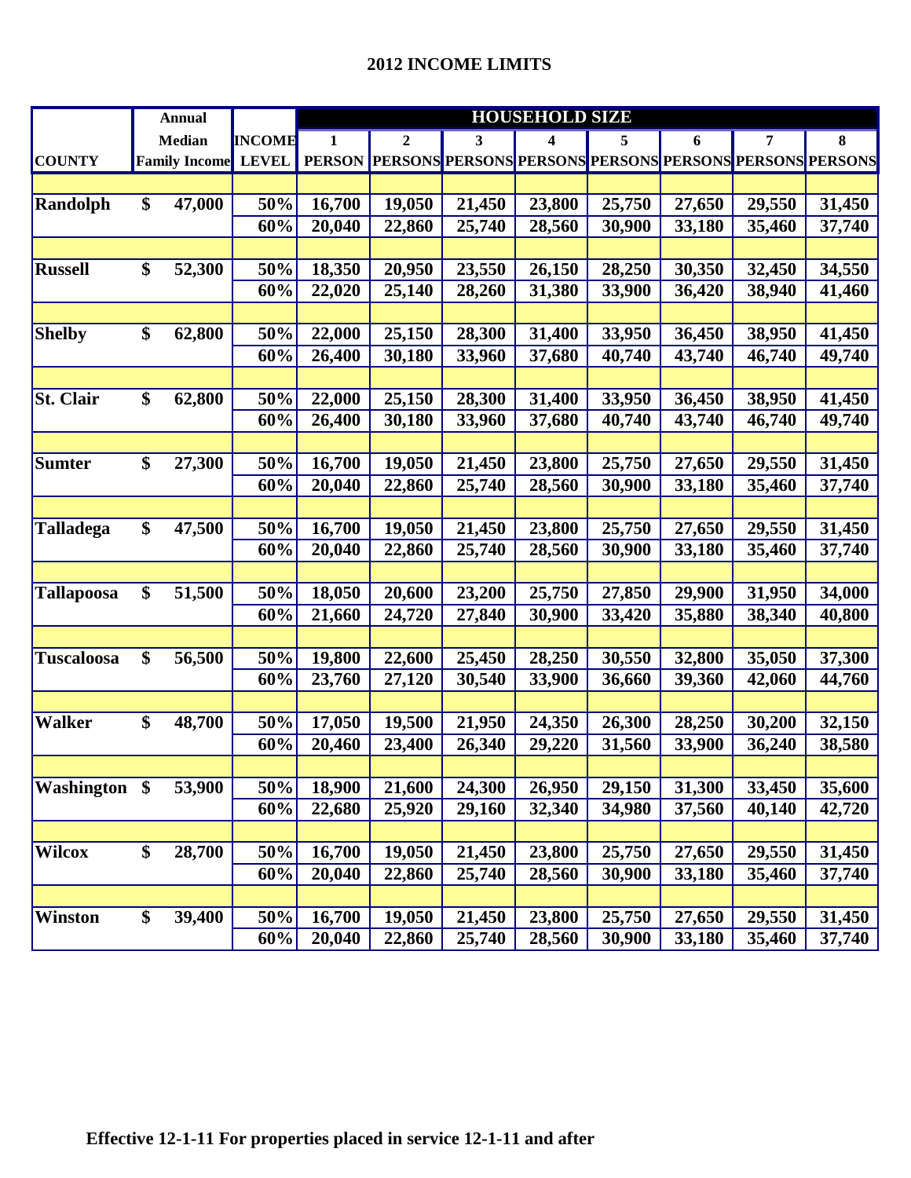# 2012 INCOME LIMITS

| COUNTY | Annual Median Family Income | INCOME LEVEL | 1 PERSON | 2 PERSONS | 3 PERSONS | 4 PERSONS | 5 PERSONS | 6 PERSONS | 7 PERSONS | 8 PERSONS |
|---|---|---|---|---|---|---|---|---|---|---|
| | | | HOUSEHOLD SIZE | | | | | | | |
| **Randolph** | $ 47,000 | 50% | 16,700 | 19,050 | 21,450 | 23,800 | 25,750 | 27,650 | 29,550 | 31,450 |
| | | 60% | 20,040 | 22,860 | 25,740 | 28,560 | 30,900 | 33,180 | 35,460 | 37,740 |
| **Russell** | $ 52,300 | 50% | 18,350 | 20,950 | 23,550 | 26,150 | 28,250 | 30,350 | 32,450 | 34,550 |
| | | 60% | 22,020 | 25,140 | 28,260 | 31,380 | 33,900 | 36,420 | 38,940 | 41,460 |
| **Shelby** | $ 62,800 | 50% | 22,000 | 25,150 | 28,300 | 31,400 | 33,950 | 36,450 | 38,950 | 41,450 |
| | | 60% | 26,400 | 30,180 | 33,960 | 37,680 | 40,740 | 43,740 | 46,740 | 49,740 |
| **St. Clair** | $ 62,800 | 50% | 22,000 | 25,150 | 28,300 | 31,400 | 33,950 | 36,450 | 38,950 | 41,450 |
| | | 60% | 26,400 | 30,180 | 33,960 | 37,680 | 40,740 | 43,740 | 46,740 | 49,740 |
| **Sumter** | $ 27,300 | 50% | 16,700 | 19,050 | 21,450 | 23,800 | 25,750 | 27,650 | 29,550 | 31,450 |
| | | 60% | 20,040 | 22,860 | 25,740 | 28,560 | 30,900 | 33,180 | 35,460 | 37,740 |
| **Talladega** | $ 47,500 | 50% | 16,700 | 19,050 | 21,450 | 23,800 | 25,750 | 27,650 | 29,550 | 31,450 |
| | | 60% | 20,040 | 22,860 | 25,740 | 28,560 | 30,900 | 33,180 | 35,460 | 37,740 |
| **Tallapoosa** | $ 51,500 | 50% | 18,050 | 20,600 | 23,200 | 25,750 | 27,850 | 29,900 | 31,950 | 34,000 |
| | | 60% | 21,660 | 24,720 | 27,840 | 30,900 | 33,420 | 35,880 | 38,340 | 40,800 |
| **Tuscaloosa** | $ 56,500 | 50% | 19,800 | 22,600 | 25,450 | 28,250 | 30,550 | 32,800 | 35,050 | 37,300 |
| | | 60% | 23,760 | 27,120 | 30,540 | 33,900 | 36,660 | 39,360 | 42,060 | 44,760 |
| **Walker** | $ 48,700 | 50% | 17,050 | 19,500 | 21,950 | 24,350 | 26,300 | 28,250 | 30,200 | 32,150 |
| | | 60% | 20,460 | 23,400 | 26,340 | 29,220 | 31,560 | 33,900 | 36,240 | 38,580 |
| **Washington** | $ 53,900 | 50% | 18,900 | 21,600 | 24,300 | 26,950 | 29,150 | 31,300 | 33,450 | 35,600 |
| | | 60% | 22,680 | 25,920 | 29,160 | 32,340 | 34,980 | 37,560 | 40,140 | 42,720 |
| **Wilcox** | $ 28,700 | 50% | 16,700 | 19,050 | 21,450 | 23,800 | 25,750 | 27,650 | 29,550 | 31,450 |
| | | 60% | 20,040 | 22,860 | 25,740 | 28,560 | 30,900 | 33,180 | 35,460 | 37,740 |
| **Winston** | $ 39,400 | 50% | 16,700 | 19,050 | 21,450 | 23,800 | 25,750 | 27,650 | 29,550 | 31,450 |
| | | 60% | 20,040 | 22,860 | 25,740 | 28,560 | 30,900 | 33,180 | 35,460 | 37,740 |

**Effective 12-1-11 For properties placed in service 12-1-11 and after**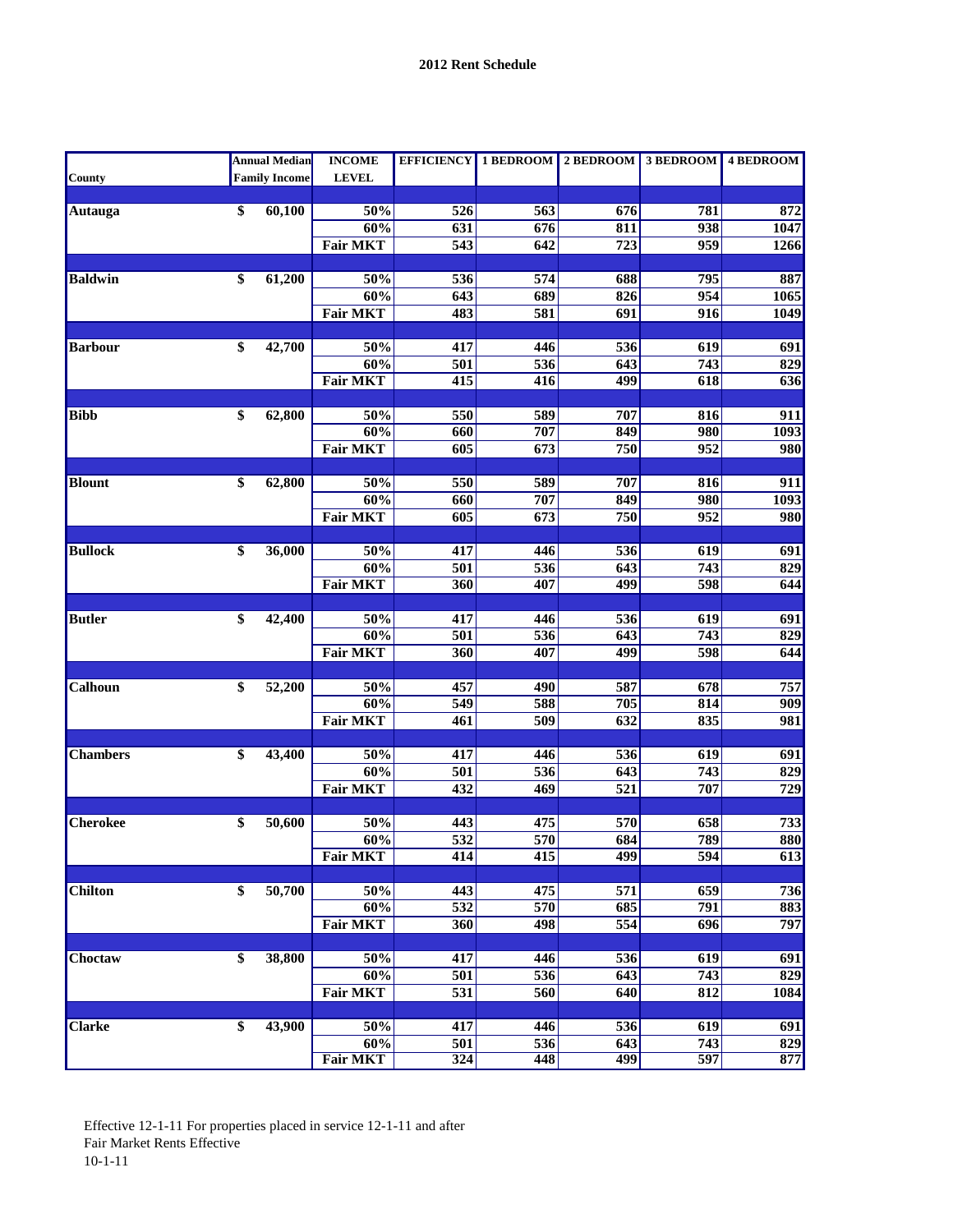**2012 Rent Schedule**

| County | Annual Median Family Income | INCOME LEVEL | EFFICIENCY | 1 BEDROOM | 2 BEDROOM | 3 BEDROOM | 4 BEDROOM |
|---|---|---|---|---|---|---|---|
| Autauga | $ 60,100 | 50% | 526 | 563 | 676 | 781 | 872 |
| | | 60% | 631 | 676 | 811 | 938 | 1047 |
| | | Fair MKT | 543 | 642 | 723 | 959 | 1266 |
| Baldwin | $ 61,200 | 50% | 536 | 574 | 688 | 795 | 887 |
| | | 60% | 643 | 689 | 826 | 954 | 1065 |
| | | Fair MKT | 483 | 581 | 691 | 916 | 1049 |
| Barbour | $ 42,700 | 50% | 417 | 446 | 536 | 619 | 691 |
| | | 60% | 501 | 536 | 643 | 743 | 829 |
| | | Fair MKT | 415 | 416 | 499 | 618 | 636 |
| Bibb | $ 62,800 | 50% | 550 | 589 | 707 | 816 | 911 |
| | | 60% | 660 | 707 | 849 | 980 | 1093 |
| | | Fair MKT | 605 | 673 | 750 | 952 | 980 |
| Blount | $ 62,800 | 50% | 550 | 589 | 707 | 816 | 911 |
| | | 60% | 660 | 707 | 849 | 980 | 1093 |
| | | Fair MKT | 605 | 673 | 750 | 952 | 980 |
| Bullock | $ 36,000 | 50% | 417 | 446 | 536 | 619 | 691 |
| | | 60% | 501 | 536 | 643 | 743 | 829 |
| | | Fair MKT | 360 | 407 | 499 | 598 | 644 |
| Butler | $ 42,400 | 50% | 417 | 446 | 536 | 619 | 691 |
| | | 60% | 501 | 536 | 643 | 743 | 829 |
| | | Fair MKT | 360 | 407 | 499 | 598 | 644 |
| Calhoun | $ 52,200 | 50% | 457 | 490 | 587 | 678 | 757 |
| | | 60% | 549 | 588 | 705 | 814 | 909 |
| | | Fair MKT | 461 | 509 | 632 | 835 | 981 |
| Chambers | $ 43,400 | 50% | 417 | 446 | 536 | 619 | 691 |
| | | 60% | 501 | 536 | 643 | 743 | 829 |
| | | Fair MKT | 432 | 469 | 521 | 707 | 729 |
| Cherokee | $ 50,600 | 50% | 443 | 475 | 570 | 658 | 733 |
| | | 60% | 532 | 570 | 684 | 789 | 880 |
| | | Fair MKT | 414 | 415 | 499 | 594 | 613 |
| Chilton | $ 50,700 | 50% | 443 | 475 | 571 | 659 | 736 |
| | | 60% | 532 | 570 | 685 | 791 | 883 |
| | | Fair MKT | 360 | 498 | 554 | 696 | 797 |
| Choctaw | $ 38,800 | 50% | 417 | 446 | 536 | 619 | 691 |
| | | 60% | 501 | 536 | 643 | 743 | 829 |
| | | Fair MKT | 531 | 560 | 640 | 812 | 1084 |
| Clarke | $ 43,900 | 50% | 417 | 446 | 536 | 619 | 691 |
| | | 60% | 501 | 536 | 643 | 743 | 829 |
| | | Fair MKT | 324 | 448 | 499 | 597 | 877 |

Effective 12-1-11 For properties placed in service 12-1-11 and after
Fair Market Rents Effective
10-1-11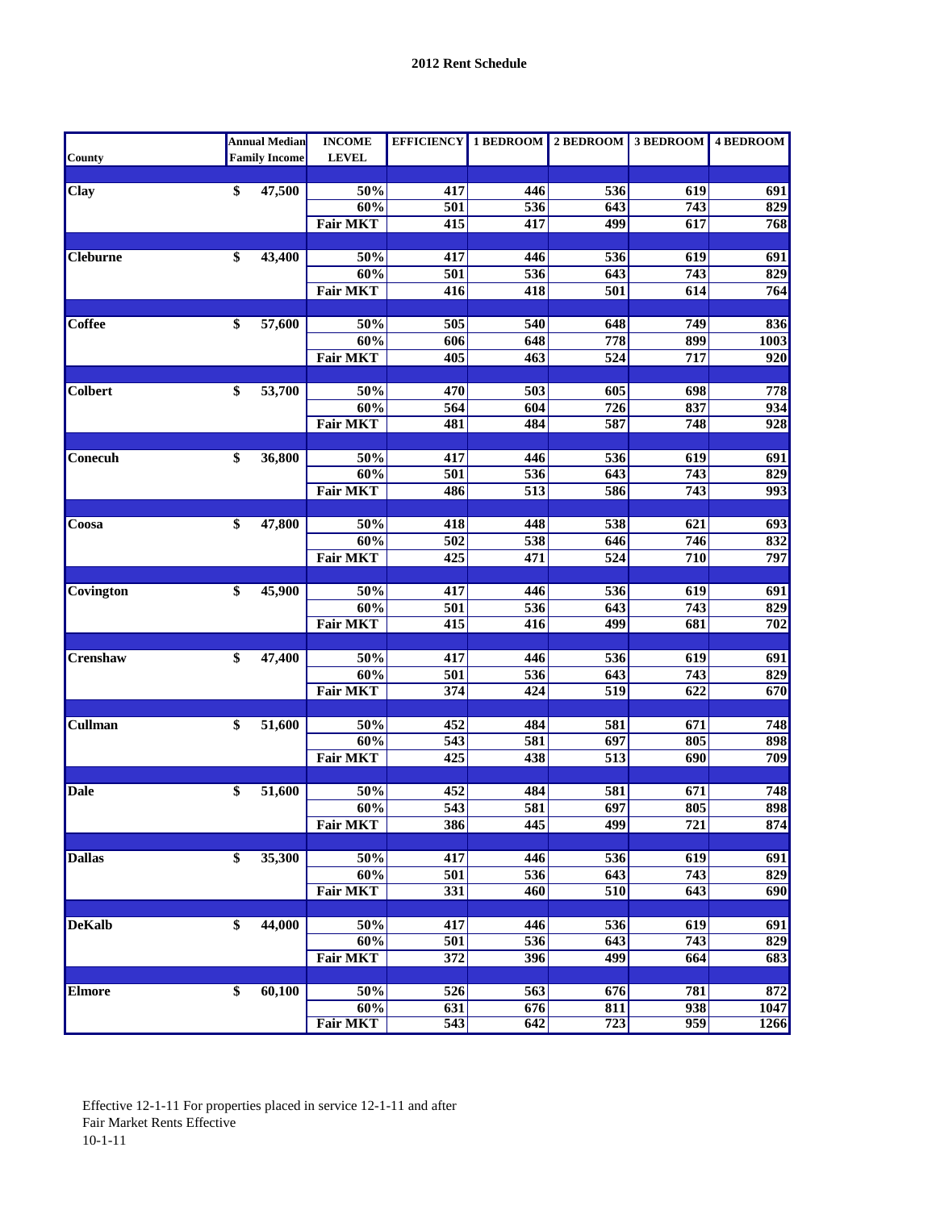**2012 Rent Schedule**

| County | Annual Median Family Income | INCOME LEVEL | EFFICIENCY | 1 BEDROOM | 2 BEDROOM | 3 BEDROOM | 4 BEDROOM |
|---|---|---|---|---|---|---|---|
| **Clay** | $ 47,500 | 50% | 417 | 446 | 536 | 619 | 691 |
| | | 60% | 501 | 536 | 643 | 743 | 829 |
| | | Fair MKT | 415 | 417 | 499 | 617 | 768 |
| **Cleburne** | $ 43,400 | 50% | 417 | 446 | 536 | 619 | 691 |
| | | 60% | 501 | 536 | 643 | 743 | 829 |
| | | Fair MKT | 416 | 418 | 501 | 614 | 764 |
| **Coffee** | $ 57,600 | 50% | 505 | 540 | 648 | 749 | 836 |
| | | 60% | 606 | 648 | 778 | 899 | 1003 |
| | | Fair MKT | 405 | 463 | 524 | 717 | 920 |
| **Colbert** | $ 53,700 | 50% | 470 | 503 | 605 | 698 | 778 |
| | | 60% | 564 | 604 | 726 | 837 | 934 |
| | | Fair MKT | 481 | 484 | 587 | 748 | 928 |
| **Conecuh** | $ 36,800 | 50% | 417 | 446 | 536 | 619 | 691 |
| | | 60% | 501 | 536 | 643 | 743 | 829 |
| | | Fair MKT | 486 | 513 | 586 | 743 | 993 |
| **Coosa** | $ 47,800 | 50% | 418 | 448 | 538 | 621 | 693 |
| | | 60% | 502 | 538 | 646 | 746 | 832 |
| | | Fair MKT | 425 | 471 | 524 | 710 | 797 |
| **Covington** | $ 45,900 | 50% | 417 | 446 | 536 | 619 | 691 |
| | | 60% | 501 | 536 | 643 | 743 | 829 |
| | | Fair MKT | 415 | 416 | 499 | 681 | 702 |
| **Crenshaw** | $ 47,400 | 50% | 417 | 446 | 536 | 619 | 691 |
| | | 60% | 501 | 536 | 643 | 743 | 829 |
| | | Fair MKT | 374 | 424 | 519 | 622 | 670 |
| **Cullman** | $ 51,600 | 50% | 452 | 484 | 581 | 671 | 748 |
| | | 60% | 543 | 581 | 697 | 805 | 898 |
| | | Fair MKT | 425 | 438 | 513 | 690 | 709 |
| **Dale** | $ 51,600 | 50% | 452 | 484 | 581 | 671 | 748 |
| | | 60% | 543 | 581 | 697 | 805 | 898 |
| | | Fair MKT | 386 | 445 | 499 | 721 | 874 |
| **Dallas** | $ 35,300 | 50% | 417 | 446 | 536 | 619 | 691 |
| | | 60% | 501 | 536 | 643 | 743 | 829 |
| | | Fair MKT | 331 | 460 | 510 | 643 | 690 |
| **DeKalb** | $ 44,000 | 50% | 417 | 446 | 536 | 619 | 691 |
| | | 60% | 501 | 536 | 643 | 743 | 829 |
| | | Fair MKT | 372 | 396 | 499 | 664 | 683 |
| **Elmore** | $ 60,100 | 50% | 526 | 563 | 676 | 781 | 872 |
| | | 60% | 631 | 676 | 811 | 938 | 1047 |
| | | Fair MKT | 543 | 642 | 723 | 959 | 1266 |

Effective 12-1-11 For properties placed in service 12-1-11 and after
Fair Market Rents Effective
10-1-11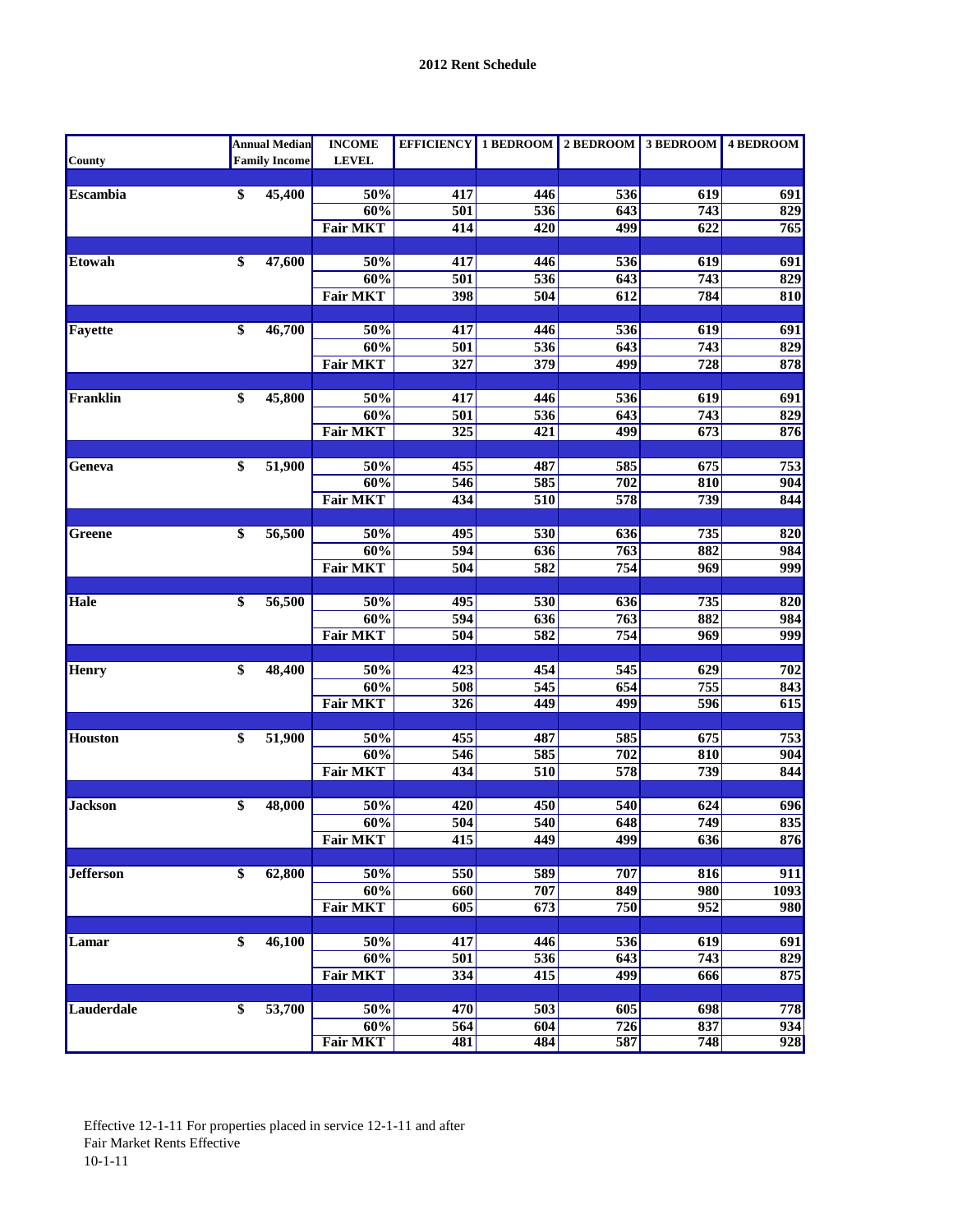**2012 Rent Schedule**

| County | Annual Median Family Income | INCOME LEVEL | EFFICIENCY | 1 BEDROOM | 2 BEDROOM | 3 BEDROOM | 4 BEDROOM |
|---|---|---|---|---|---|---|---|
| **Escambia** | $ 45,400 | 50% | 417 | 446 | 536 | 619 | 691 |
| | | 60% | 501 | 536 | 643 | 743 | 829 |
| | | Fair MKT | 414 | 420 | 499 | 622 | 765 |
| **Etowah** | $ 47,600 | 50% | 417 | 446 | 536 | 619 | 691 |
| | | 60% | 501 | 536 | 643 | 743 | 829 |
| | | Fair MKT | 398 | 504 | 612 | 784 | 810 |
| **Fayette** | $ 46,700 | 50% | 417 | 446 | 536 | 619 | 691 |
| | | 60% | 501 | 536 | 643 | 743 | 829 |
| | | Fair MKT | 327 | 379 | 499 | 728 | 878 |
| **Franklin** | $ 45,800 | 50% | 417 | 446 | 536 | 619 | 691 |
| | | 60% | 501 | 536 | 643 | 743 | 829 |
| | | Fair MKT | 325 | 421 | 499 | 673 | 876 |
| **Geneva** | $ 51,900 | 50% | 455 | 487 | 585 | 675 | 753 |
| | | 60% | 546 | 585 | 702 | 810 | 904 |
| | | Fair MKT | 434 | 510 | 578 | 739 | 844 |
| **Greene** | $ 56,500 | 50% | 495 | 530 | 636 | 735 | 820 |
| | | 60% | 594 | 636 | 763 | 882 | 984 |
| | | Fair MKT | 504 | 582 | 754 | 969 | 999 |
| **Hale** | $ 56,500 | 50% | 495 | 530 | 636 | 735 | 820 |
| | | 60% | 594 | 636 | 763 | 882 | 984 |
| | | Fair MKT | 504 | 582 | 754 | 969 | 999 |
| **Henry** | $ 48,400 | 50% | 423 | 454 | 545 | 629 | 702 |
| | | 60% | 508 | 545 | 654 | 755 | 843 |
| | | Fair MKT | 326 | 449 | 499 | 596 | 615 |
| **Houston** | $ 51,900 | 50% | 455 | 487 | 585 | 675 | 753 |
| | | 60% | 546 | 585 | 702 | 810 | 904 |
| | | Fair MKT | 434 | 510 | 578 | 739 | 844 |
| **Jackson** | $ 48,000 | 50% | 420 | 450 | 540 | 624 | 696 |
| | | 60% | 504 | 540 | 648 | 749 | 835 |
| | | Fair MKT | 415 | 449 | 499 | 636 | 876 |
| **Jefferson** | $ 62,800 | 50% | 550 | 589 | 707 | 816 | 911 |
| | | 60% | 660 | 707 | 849 | 980 | 1093 |
| | | Fair MKT | 605 | 673 | 750 | 952 | 980 |
| **Lamar** | $ 46,100 | 50% | 417 | 446 | 536 | 619 | 691 |
| | | 60% | 501 | 536 | 643 | 743 | 829 |
| | | Fair MKT | 334 | 415 | 499 | 666 | 875 |
| **Lauderdale** | $ 53,700 | 50% | 470 | 503 | 605 | 698 | 778 |
| | | 60% | 564 | 604 | 726 | 837 | 934 |
| | | Fair MKT | 481 | 484 | 587 | 748 | 928 |

Effective 12-1-11 For properties placed in service 12-1-11 and after
Fair Market Rents Effective
10-1-11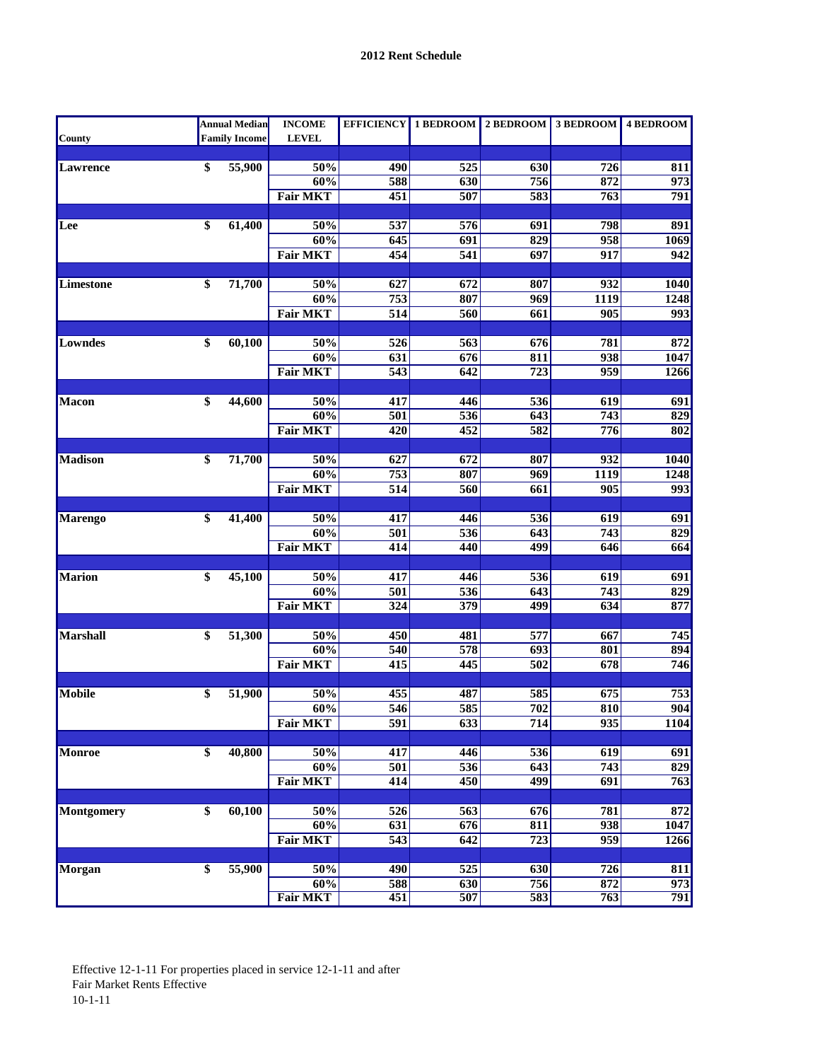## 2012 Rent Schedule

| County | Annual Median Family Income | INCOME LEVEL | EFFICIENCY | 1 BEDROOM | 2 BEDROOM | 3 BEDROOM | 4 BEDROOM |
|---|---|---|---|---|---|---|---|
| Lawrence | $ 55,900 | 50% | 490 | 525 | 630 | 726 | 811 |
| | | 60% | 588 | 630 | 756 | 872 | 973 |
| | | Fair MKT | 451 | 507 | 583 | 763 | 791 |
| Lee | $ 61,400 | 50% | 537 | 576 | 691 | 798 | 891 |
| | | 60% | 645 | 691 | 829 | 958 | 1069 |
| | | Fair MKT | 454 | 541 | 697 | 917 | 942 |
| Limestone | $ 71,700 | 50% | 627 | 672 | 807 | 932 | 1040 |
| | | 60% | 753 | 807 | 969 | 1119 | 1248 |
| | | Fair MKT | 514 | 560 | 661 | 905 | 993 |
| Lowndes | $ 60,100 | 50% | 526 | 563 | 676 | 781 | 872 |
| | | 60% | 631 | 676 | 811 | 938 | 1047 |
| | | Fair MKT | 543 | 642 | 723 | 959 | 1266 |
| Macon | $ 44,600 | 50% | 417 | 446 | 536 | 619 | 691 |
| | | 60% | 501 | 536 | 643 | 743 | 829 |
| | | Fair MKT | 420 | 452 | 582 | 776 | 802 |
| Madison | $ 71,700 | 50% | 627 | 672 | 807 | 932 | 1040 |
| | | 60% | 753 | 807 | 969 | 1119 | 1248 |
| | | Fair MKT | 514 | 560 | 661 | 905 | 993 |
| Marengo | $ 41,400 | 50% | 417 | 446 | 536 | 619 | 691 |
| | | 60% | 501 | 536 | 643 | 743 | 829 |
| | | Fair MKT | 414 | 440 | 499 | 646 | 664 |
| Marion | $ 45,100 | 50% | 417 | 446 | 536 | 619 | 691 |
| | | 60% | 501 | 536 | 643 | 743 | 829 |
| | | Fair MKT | 324 | 379 | 499 | 634 | 877 |
| Marshall | $ 51,300 | 50% | 450 | 481 | 577 | 667 | 745 |
| | | 60% | 540 | 578 | 693 | 801 | 894 |
| | | Fair MKT | 415 | 445 | 502 | 678 | 746 |
| Mobile | $ 51,900 | 50% | 455 | 487 | 585 | 675 | 753 |
| | | 60% | 546 | 585 | 702 | 810 | 904 |
| | | Fair MKT | 591 | 633 | 714 | 935 | 1104 |
| Monroe | $ 40,800 | 50% | 417 | 446 | 536 | 619 | 691 |
| | | 60% | 501 | 536 | 643 | 743 | 829 |
| | | Fair MKT | 414 | 450 | 499 | 691 | 763 |
| Montgomery | $ 60,100 | 50% | 526 | 563 | 676 | 781 | 872 |
| | | 60% | 631 | 676 | 811 | 938 | 1047 |
| | | Fair MKT | 543 | 642 | 723 | 959 | 1266 |
| Morgan | $ 55,900 | 50% | 490 | 525 | 630 | 726 | 811 |
| | | 60% | 588 | 630 | 756 | 872 | 973 |
| | | Fair MKT | 451 | 507 | 583 | 763 | 791 |

Effective 12-1-11 For properties placed in service 12-1-11 and after
Fair Market Rents Effective
10-1-11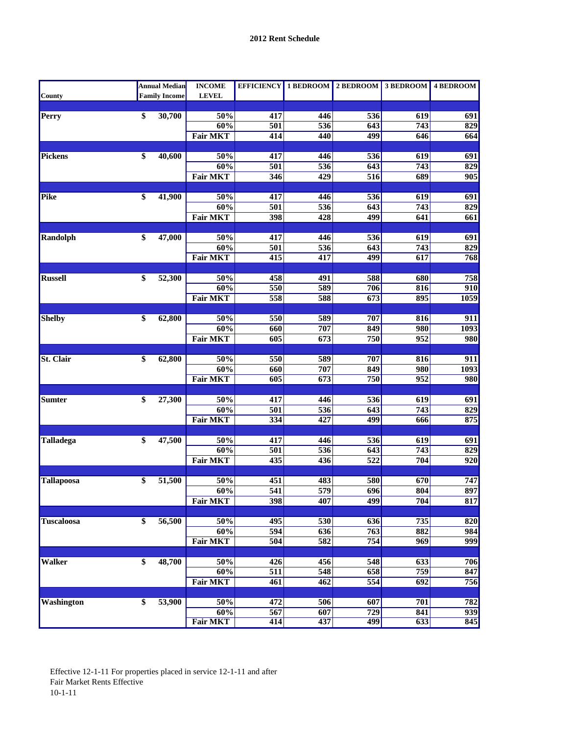**2012 Rent Schedule**

| County | Annual Median Family Income | INCOME LEVEL | EFFICIENCY | 1 BEDROOM | 2 BEDROOM | 3 BEDROOM | 4 BEDROOM |
|---|---|---|---|---|---|---|---|
| Perry | $ 30,700 | 50% | 417 | 446 | 536 | 619 | 691 |
| | | 60% | 501 | 536 | 643 | 743 | 829 |
| | | Fair MKT | 414 | 440 | 499 | 646 | 664 |
| Pickens | $ 40,600 | 50% | 417 | 446 | 536 | 619 | 691 |
| | | 60% | 501 | 536 | 643 | 743 | 829 |
| | | Fair MKT | 346 | 429 | 516 | 689 | 905 |
| Pike | $ 41,900 | 50% | 417 | 446 | 536 | 619 | 691 |
| | | 60% | 501 | 536 | 643 | 743 | 829 |
| | | Fair MKT | 398 | 428 | 499 | 641 | 661 |
| Randolph | $ 47,000 | 50% | 417 | 446 | 536 | 619 | 691 |
| | | 60% | 501 | 536 | 643 | 743 | 829 |
| | | Fair MKT | 415 | 417 | 499 | 617 | 768 |
| Russell | $ 52,300 | 50% | 458 | 491 | 588 | 680 | 758 |
| | | 60% | 550 | 589 | 706 | 816 | 910 |
| | | Fair MKT | 558 | 588 | 673 | 895 | 1059 |
| Shelby | $ 62,800 | 50% | 550 | 589 | 707 | 816 | 911 |
| | | 60% | 660 | 707 | 849 | 980 | 1093 |
| | | Fair MKT | 605 | 673 | 750 | 952 | 980 |
| St. Clair | $ 62,800 | 50% | 550 | 589 | 707 | 816 | 911 |
| | | 60% | 660 | 707 | 849 | 980 | 1093 |
| | | Fair MKT | 605 | 673 | 750 | 952 | 980 |
| Sumter | $ 27,300 | 50% | 417 | 446 | 536 | 619 | 691 |
| | | 60% | 501 | 536 | 643 | 743 | 829 |
| | | Fair MKT | 334 | 427 | 499 | 666 | 875 |
| Talladega | $ 47,500 | 50% | 417 | 446 | 536 | 619 | 691 |
| | | 60% | 501 | 536 | 643 | 743 | 829 |
| | | Fair MKT | 435 | 436 | 522 | 704 | 920 |
| Tallapoosa | $ 51,500 | 50% | 451 | 483 | 580 | 670 | 747 |
| | | 60% | 541 | 579 | 696 | 804 | 897 |
| | | Fair MKT | 398 | 407 | 499 | 704 | 817 |
| Tuscaloosa | $ 56,500 | 50% | 495 | 530 | 636 | 735 | 820 |
| | | 60% | 594 | 636 | 763 | 882 | 984 |
| | | Fair MKT | 504 | 582 | 754 | 969 | 999 |
| Walker | $ 48,700 | 50% | 426 | 456 | 548 | 633 | 706 |
| | | 60% | 511 | 548 | 658 | 759 | 847 |
| | | Fair MKT | 461 | 462 | 554 | 692 | 756 |
| Washington | $ 53,900 | 50% | 472 | 506 | 607 | 701 | 782 |
| | | 60% | 567 | 607 | 729 | 841 | 939 |
| | | Fair MKT | 414 | 437 | 499 | 633 | 845 |

Effective 12-1-11 For properties placed in service 12-1-11 and after
Fair Market Rents Effective
10-1-11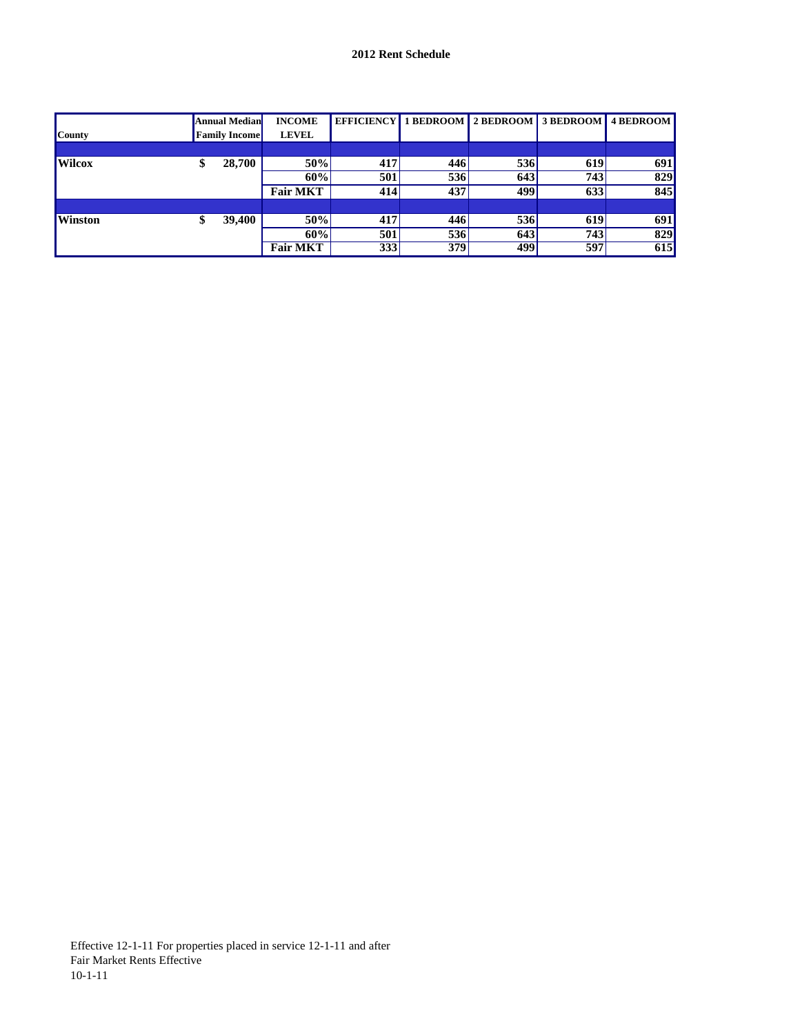**2012 Rent Schedule**

| County | Annual Median Family Income | INCOME LEVEL | EFFICIENCY | 1 BEDROOM | 2 BEDROOM | 3 BEDROOM | 4 BEDROOM |
|---|---|---|---|---|---|---|---|
| **Wilcox** | $ 28,700 | 50% | 417 | 446 | 536 | 619 | 691 |
| | | 60% | 501 | 536 | 643 | 743 | 829 |
| | | Fair MKT | 414 | 437 | 499 | 633 | 845 |
| **Winston** | $ 39,400 | 50% | 417 | 446 | 536 | 619 | 691 |
| | | 60% | 501 | 536 | 643 | 743 | 829 |
| | | Fair MKT | 333 | 379 | 499 | 597 | 615 |

Effective 12-1-11 For properties placed in service 12-1-11 and after
Fair Market Rents Effective
10-1-11